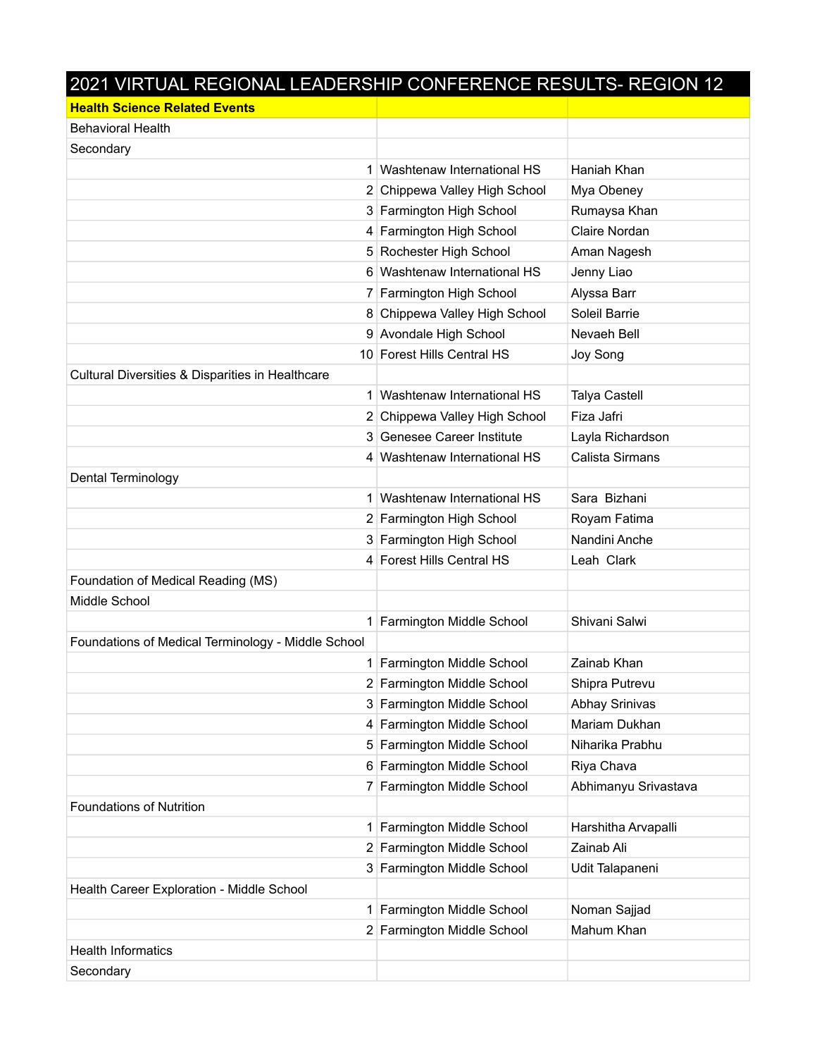# 2021 VIRTUAL REGIONAL LEADERSHIP CONFERENCE RESULTS- REGION 12

| **Health Science Related Events** | | |
|---|---|---|
| Behavioral Health | | |
| Secondary | | |
| 1 | Washtenaw International HS | Haniah Khan |
| 2 | Chippewa Valley High School | Mya Obeney |
| 3 | Farmington High School | Rumaysa Khan |
| 4 | Farmington High School | Claire Nordan |
| 5 | Rochester High School | Aman Nagesh |
| 6 | Washtenaw International HS | Jenny Liao |
| 7 | Farmington High School | Alyssa Barr |
| 8 | Chippewa Valley High School | Soleil Barrie |
| 9 | Avondale High School | Nevaeh Bell |
| 10 | Forest Hills Central HS | Joy Song |
| Cultural Diversities & Disparities in Healthcare | | |
| 1 | Washtenaw International HS | Talya Castell |
| 2 | Chippewa Valley High School | Fiza Jafri |
| 3 | Genesee Career Institute | Layla Richardson |
| 4 | Washtenaw International HS | Calista Sirmans |
| Dental Terminology | | |
| 1 | Washtenaw International HS | Sara Bizhani |
| 2 | Farmington High School | Royam Fatima |
| 3 | Farmington High School | Nandini Anche |
| 4 | Forest Hills Central HS | Leah Clark |
| Foundation of Medical Reading (MS) | | |
| Middle School | | |
| 1 | Farmington Middle School | Shivani Salwi |
| Foundations of Medical Terminology - Middle School | | |
| 1 | Farmington Middle School | Zainab Khan |
| 2 | Farmington Middle School | Shipra Putrevu |
| 3 | Farmington Middle School | Abhay Srinivas |
| 4 | Farmington Middle School | Mariam Dukhan |
| 5 | Farmington Middle School | Niharika Prabhu |
| 6 | Farmington Middle School | Riya Chava |
| 7 | Farmington Middle School | Abhimanyu Srivastava |
| Foundations of Nutrition | | |
| 1 | Farmington Middle School | Harshitha Arvapalli |
| 2 | Farmington Middle School | Zainab Ali |
| 3 | Farmington Middle School | Udit Talapaneni |
| Health Career Exploration - Middle School | | |
| 1 | Farmington Middle School | Noman Sajjad |
| 2 | Farmington Middle School | Mahum Khan |
| Health Informatics | | |
| Secondary | | |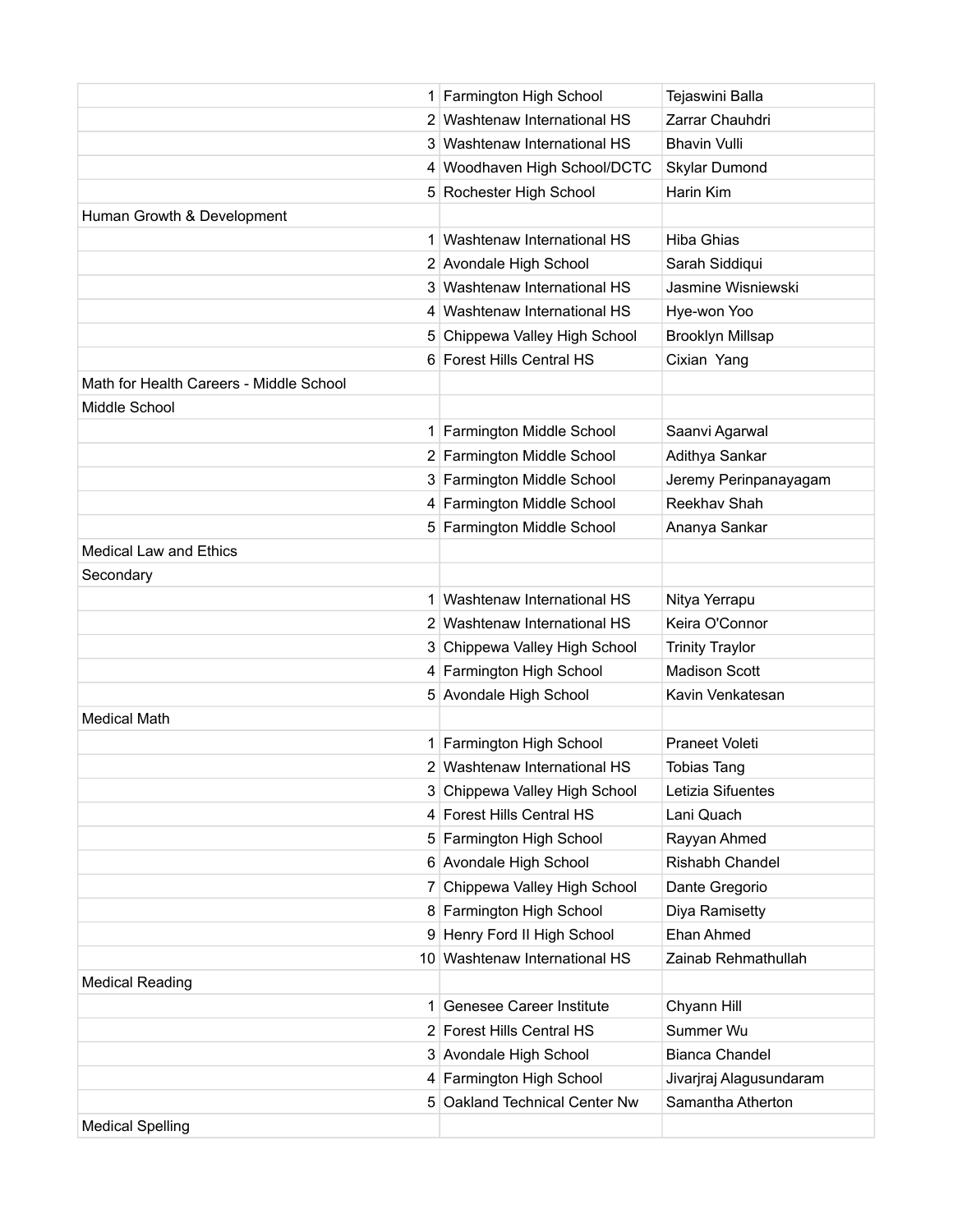| | | |
|---|---|---|
| 1 | Farmington High School | Tejaswini Balla |
| 2 | Washtenaw International HS | Zarrar Chauhdri |
| 3 | Washtenaw International HS | Bhavin Vulli |
| 4 | Woodhaven High School/DCTC | Skylar Dumond |
| 5 | Rochester High School | Harin Kim |
| Human Growth & Development | | |
| 1 | Washtenaw International HS | Hiba Ghias |
| 2 | Avondale High School | Sarah Siddiqui |
| 3 | Washtenaw International HS | Jasmine Wisniewski |
| 4 | Washtenaw International HS | Hye-won Yoo |
| 5 | Chippewa Valley High School | Brooklyn Millsap |
| 6 | Forest Hills Central HS | Cixian  Yang |
| Math for Health Careers - Middle School | | |
| Middle School | | |
| 1 | Farmington Middle School | Saanvi Agarwal |
| 2 | Farmington Middle School | Adithya Sankar |
| 3 | Farmington Middle School | Jeremy Perinpanayagam |
| 4 | Farmington Middle School | Reekhav Shah |
| 5 | Farmington Middle School | Ananya Sankar |
| Medical Law and Ethics | | |
| Secondary | | |
| 1 | Washtenaw International HS | Nitya Yerrapu |
| 2 | Washtenaw International HS | Keira O'Connor |
| 3 | Chippewa Valley High School | Trinity Traylor |
| 4 | Farmington High School | Madison Scott |
| 5 | Avondale High School | Kavin Venkatesan |
| Medical Math | | |
| 1 | Farmington High School | Praneet Voleti |
| 2 | Washtenaw International HS | Tobias Tang |
| 3 | Chippewa Valley High School | Letizia Sifuentes |
| 4 | Forest Hills Central HS | Lani Quach |
| 5 | Farmington High School | Rayyan Ahmed |
| 6 | Avondale High School | Rishabh Chandel |
| 7 | Chippewa Valley High School | Dante Gregorio |
| 8 | Farmington High School | Diya Ramisetty |
| 9 | Henry Ford II High School | Ehan Ahmed |
| 10 | Washtenaw International HS | Zainab Rehmathullah |
| Medical Reading | | |
| 1 | Genesee Career Institute | Chyann Hill |
| 2 | Forest Hills Central HS | Summer Wu |
| 3 | Avondale High School | Bianca Chandel |
| 4 | Farmington High School | Jivarjraj Alagusundaram |
| 5 | Oakland Technical Center Nw | Samantha Atherton |
| Medical Spelling | | |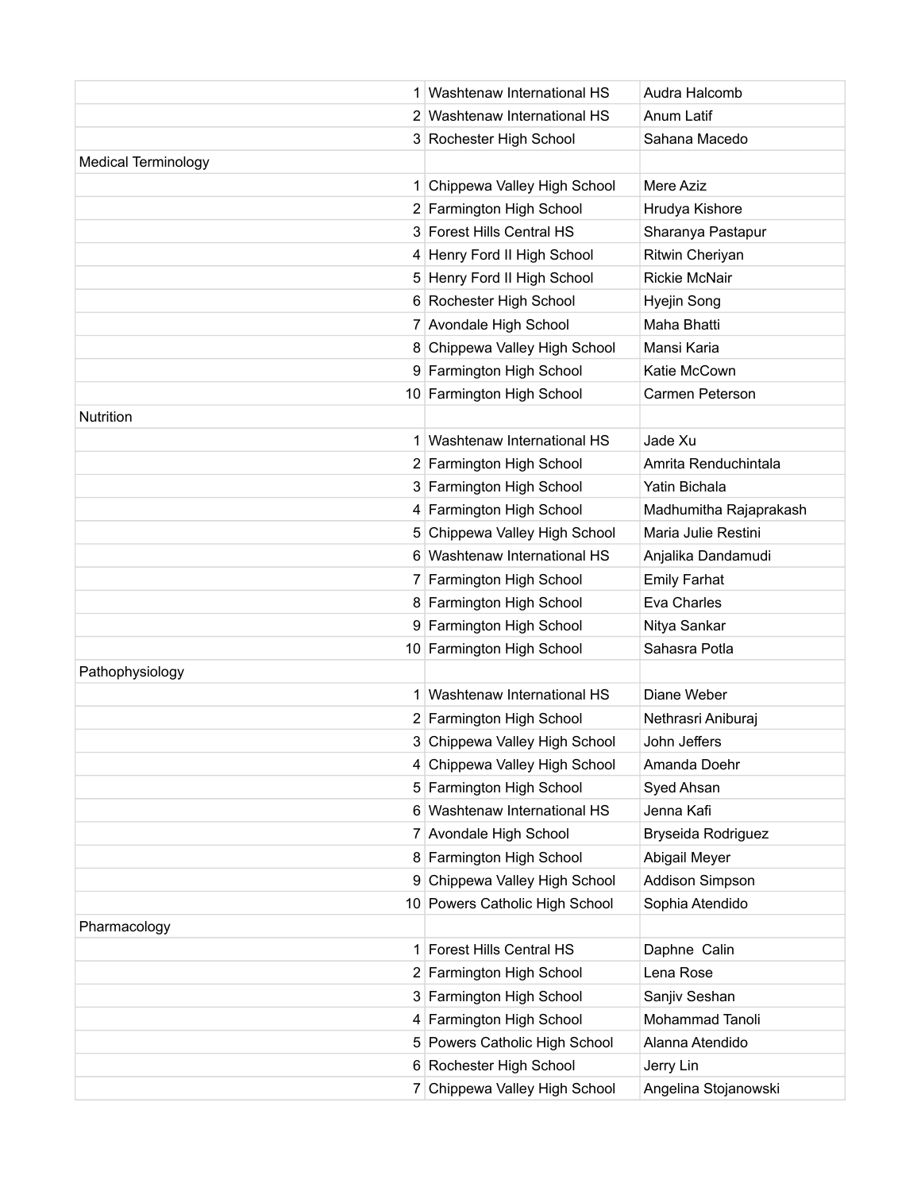| | | | |
|---|---|---|---|
| | 1 | Washtenaw International HS | Audra Halcomb |
| | 2 | Washtenaw International HS | Anum Latif |
| | 3 | Rochester High School | Sahana Macedo |
| Medical Terminology | | | |
| | 1 | Chippewa Valley High School | Mere Aziz |
| | 2 | Farmington High School | Hrudya Kishore |
| | 3 | Forest Hills Central HS | Sharanya Pastapur |
| | 4 | Henry Ford II High School | Ritwin Cheriyan |
| | 5 | Henry Ford II High School | Rickie McNair |
| | 6 | Rochester High School | Hyejin Song |
| | 7 | Avondale High School | Maha Bhatti |
| | 8 | Chippewa Valley High School | Mansi Karia |
| | 9 | Farmington High School | Katie McCown |
| | 10 | Farmington High School | Carmen Peterson |
| Nutrition | | | |
| | 1 | Washtenaw International HS | Jade Xu |
| | 2 | Farmington High School | Amrita Renduchintala |
| | 3 | Farmington High School | Yatin Bichala |
| | 4 | Farmington High School | Madhumitha Rajaprakash |
| | 5 | Chippewa Valley High School | Maria Julie Restini |
| | 6 | Washtenaw International HS | Anjalika Dandamudi |
| | 7 | Farmington High School | Emily Farhat |
| | 8 | Farmington High School | Eva Charles |
| | 9 | Farmington High School | Nitya Sankar |
| | 10 | Farmington High School | Sahasra Potla |
| Pathophysiology | | | |
| | 1 | Washtenaw International HS | Diane Weber |
| | 2 | Farmington High School | Nethrasri Aniburaj |
| | 3 | Chippewa Valley High School | John Jeffers |
| | 4 | Chippewa Valley High School | Amanda Doehr |
| | 5 | Farmington High School | Syed Ahsan |
| | 6 | Washtenaw International HS | Jenna Kafi |
| | 7 | Avondale High School | Bryseida Rodriguez |
| | 8 | Farmington High School | Abigail Meyer |
| | 9 | Chippewa Valley High School | Addison Simpson |
| | 10 | Powers Catholic High School | Sophia Atendido |
| Pharmacology | | | |
| | 1 | Forest Hills Central HS | Daphne Calin |
| | 2 | Farmington High School | Lena Rose |
| | 3 | Farmington High School | Sanjiv Seshan |
| | 4 | Farmington High School | Mohammad Tanoli |
| | 5 | Powers Catholic High School | Alanna Atendido |
| | 6 | Rochester High School | Jerry Lin |
| | 7 | Chippewa Valley High School | Angelina Stojanowski |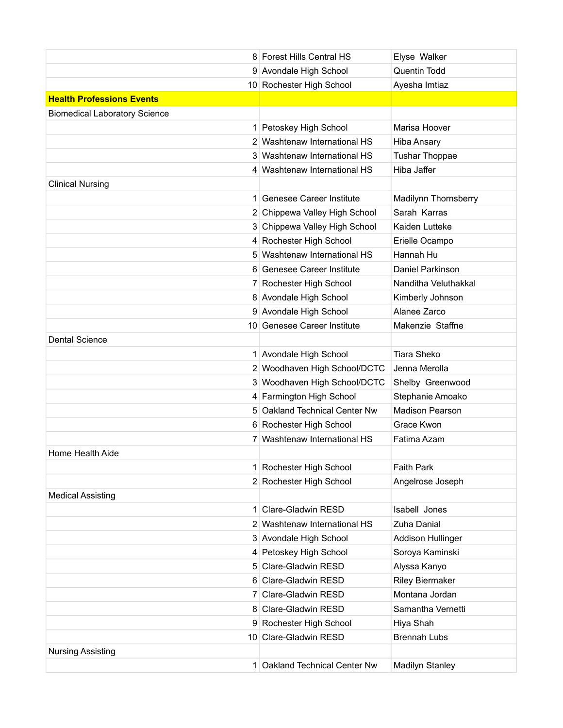| | | | |
|---|---|---|---|
| | 8 | Forest Hills Central HS | Elyse Walker |
| | 9 | Avondale High School | Quentin Todd |
| | 10 | Rochester High School | Ayesha Imtiaz |
| **Health Professions Events** | | | |
| Biomedical Laboratory Science | | | |
| | 1 | Petoskey High School | Marisa Hoover |
| | 2 | Washtenaw International HS | Hiba Ansary |
| | 3 | Washtenaw International HS | Tushar Thoppae |
| | 4 | Washtenaw International HS | Hiba Jaffer |
| Clinical Nursing | | | |
| | 1 | Genesee Career Institute | Madilynn Thornsberry |
| | 2 | Chippewa Valley High School | Sarah Karras |
| | 3 | Chippewa Valley High School | Kaiden Lutteke |
| | 4 | Rochester High School | Erielle Ocampo |
| | 5 | Washtenaw International HS | Hannah Hu |
| | 6 | Genesee Career Institute | Daniel Parkinson |
| | 7 | Rochester High School | Nanditha Veluthakkal |
| | 8 | Avondale High School | Kimberly Johnson |
| | 9 | Avondale High School | Alanee Zarco |
| | 10 | Genesee Career Institute | Makenzie Staffne |
| Dental Science | | | |
| | 1 | Avondale High School | Tiara Sheko |
| | 2 | Woodhaven High School/DCTC | Jenna Merolla |
| | 3 | Woodhaven High School/DCTC | Shelby Greenwood |
| | 4 | Farmington High School | Stephanie Amoako |
| | 5 | Oakland Technical Center Nw | Madison Pearson |
| | 6 | Rochester High School | Grace Kwon |
| | 7 | Washtenaw International HS | Fatima Azam |
| Home Health Aide | | | |
| | 1 | Rochester High School | Faith Park |
| | 2 | Rochester High School | Angelrose Joseph |
| Medical Assisting | | | |
| | 1 | Clare-Gladwin RESD | Isabell Jones |
| | 2 | Washtenaw International HS | Zuha Danial |
| | 3 | Avondale High School | Addison Hullinger |
| | 4 | Petoskey High School | Soroya Kaminski |
| | 5 | Clare-Gladwin RESD | Alyssa Kanyo |
| | 6 | Clare-Gladwin RESD | Riley Biermaker |
| | 7 | Clare-Gladwin RESD | Montana Jordan |
| | 8 | Clare-Gladwin RESD | Samantha Vernetti |
| | 9 | Rochester High School | Hiya Shah |
| | 10 | Clare-Gladwin RESD | Brennah Lubs |
| Nursing Assisting | | | |
| | 1 | Oakland Technical Center Nw | Madilyn Stanley |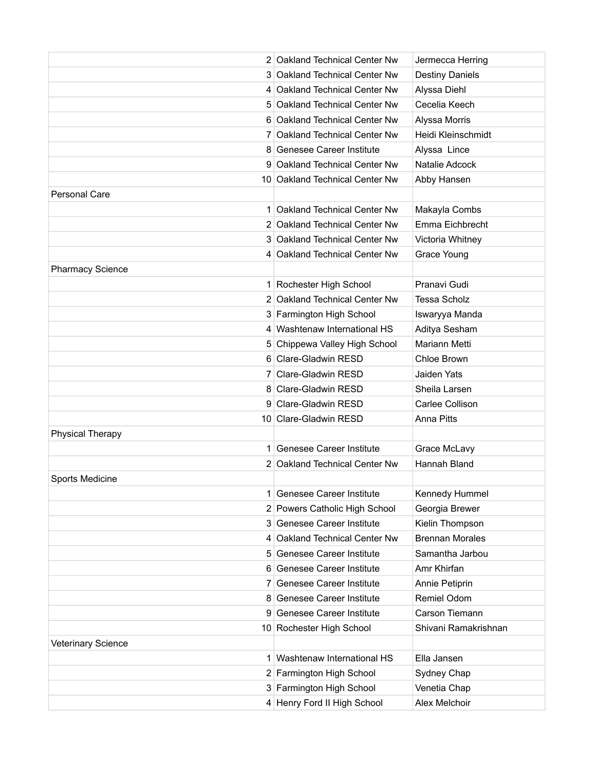| | | | |
|---|---|---|---|
| | 2 | Oakland Technical Center Nw | Jermecca Herring |
| | 3 | Oakland Technical Center Nw | Destiny Daniels |
| | 4 | Oakland Technical Center Nw | Alyssa Diehl |
| | 5 | Oakland Technical Center Nw | Cecelia Keech |
| | 6 | Oakland Technical Center Nw | Alyssa Morris |
| | 7 | Oakland Technical Center Nw | Heidi Kleinschmidt |
| | 8 | Genesee Career Institute | Alyssa  Lince |
| | 9 | Oakland Technical Center Nw | Natalie Adcock |
| | 10 | Oakland Technical Center Nw | Abby Hansen |
| Personal Care | | | |
| | 1 | Oakland Technical Center Nw | Makayla Combs |
| | 2 | Oakland Technical Center Nw | Emma Eichbrecht |
| | 3 | Oakland Technical Center Nw | Victoria Whitney |
| | 4 | Oakland Technical Center Nw | Grace Young |
| Pharmacy Science | | | |
| | 1 | Rochester High School | Pranavi Gudi |
| | 2 | Oakland Technical Center Nw | Tessa Scholz |
| | 3 | Farmington High School | Iswaryya Manda |
| | 4 | Washtenaw International HS | Aditya Sesham |
| | 5 | Chippewa Valley High School | Mariann Metti |
| | 6 | Clare-Gladwin RESD | Chloe Brown |
| | 7 | Clare-Gladwin RESD | Jaiden Yats |
| | 8 | Clare-Gladwin RESD | Sheila Larsen |
| | 9 | Clare-Gladwin RESD | Carlee Collison |
| | 10 | Clare-Gladwin RESD | Anna Pitts |
| Physical Therapy | | | |
| | 1 | Genesee Career Institute | Grace McLavy |
| | 2 | Oakland Technical Center Nw | Hannah Bland |
| Sports Medicine | | | |
| | 1 | Genesee Career Institute | Kennedy Hummel |
| | 2 | Powers Catholic High School | Georgia Brewer |
| | 3 | Genesee Career Institute | Kielin Thompson |
| | 4 | Oakland Technical Center Nw | Brennan Morales |
| | 5 | Genesee Career Institute | Samantha Jarbou |
| | 6 | Genesee Career Institute | Amr Khirfan |
| | 7 | Genesee Career Institute | Annie Petiprin |
| | 8 | Genesee Career Institute | Remiel Odom |
| | 9 | Genesee Career Institute | Carson Tiemann |
| | 10 | Rochester High School | Shivani Ramakrishnan |
| Veterinary Science | | | |
| | 1 | Washtenaw International HS | Ella Jansen |
| | 2 | Farmington High School | Sydney Chap |
| | 3 | Farmington High School | Venetia Chap |
| | 4 | Henry Ford II High School | Alex Melchoir |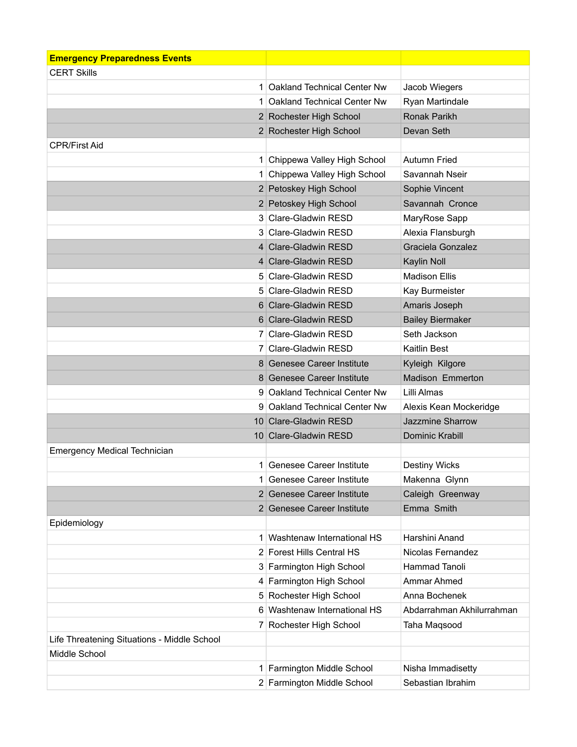| Emergency Preparedness Events | | |
|---|---|---|
| CERT Skills | | |
| 1 | Oakland Technical Center Nw | Jacob Wiegers |
| 1 | Oakland Technical Center Nw | Ryan Martindale |
| 2 | Rochester High School | Ronak Parikh |
| 2 | Rochester High School | Devan Seth |
| CPR/First Aid | | |
| 1 | Chippewa Valley High School | Autumn Fried |
| 1 | Chippewa Valley High School | Savannah Nseir |
| 2 | Petoskey High School | Sophie Vincent |
| 2 | Petoskey High School | Savannah  Cronce |
| 3 | Clare-Gladwin RESD | MaryRose Sapp |
| 3 | Clare-Gladwin RESD | Alexia Flansburgh |
| 4 | Clare-Gladwin RESD | Graciela Gonzalez |
| 4 | Clare-Gladwin RESD | Kaylin Noll |
| 5 | Clare-Gladwin RESD | Madison Ellis |
| 5 | Clare-Gladwin RESD | Kay Burmeister |
| 6 | Clare-Gladwin RESD | Amaris Joseph |
| 6 | Clare-Gladwin RESD | Bailey Biermaker |
| 7 | Clare-Gladwin RESD | Seth Jackson |
| 7 | Clare-Gladwin RESD | Kaitlin Best |
| 8 | Genesee Career Institute | Kyleigh  Kilgore |
| 8 | Genesee Career Institute | Madison  Emmerton |
| 9 | Oakland Technical Center Nw | Lilli Almas |
| 9 | Oakland Technical Center Nw | Alexis Kean Mockeridge |
| 10 | Clare-Gladwin RESD | Jazzmine Sharrow |
| 10 | Clare-Gladwin RESD | Dominic Krabill |
| Emergency Medical Technician | | |
| 1 | Genesee Career Institute | Destiny Wicks |
| 1 | Genesee Career Institute | Makenna  Glynn |
| 2 | Genesee Career Institute | Caleigh  Greenway |
| 2 | Genesee Career Institute | Emma  Smith |
| Epidemiology | | |
| 1 | Washtenaw International HS | Harshini Anand |
| 2 | Forest Hills Central HS | Nicolas Fernandez |
| 3 | Farmington High School | Hammad Tanoli |
| 4 | Farmington High School | Ammar Ahmed |
| 5 | Rochester High School | Anna Bochenek |
| 6 | Washtenaw International HS | Abdarrahman Akhilurrahman |
| 7 | Rochester High School | Taha Maqsood |
| Life Threatening Situations - Middle School | | |
| Middle School | | |
| 1 | Farmington Middle School | Nisha Immadisetty |
| 2 | Farmington Middle School | Sebastian Ibrahim |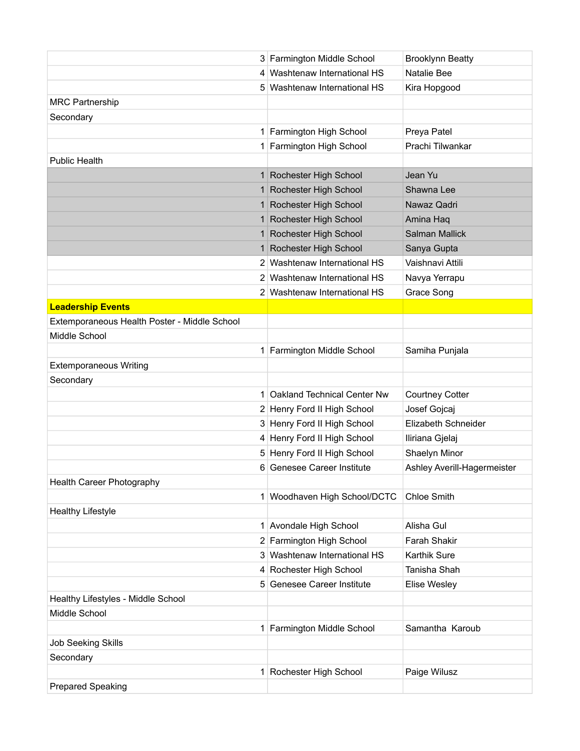| | | | |
|---|---|---|---|
| | 3 | Farmington Middle School | Brooklynn Beatty |
| | 4 | Washtenaw International HS | Natalie Bee |
| | 5 | Washtenaw International HS | Kira Hopgood |
| MRC Partnership | | | |
| Secondary | | | |
| | 1 | Farmington High School | Preya Patel |
| | 1 | Farmington High School | Prachi Tilwankar |
| Public Health | | | |
| | 1 | Rochester High School | Jean Yu |
| | 1 | Rochester High School | Shawna Lee |
| | 1 | Rochester High School | Nawaz Qadri |
| | 1 | Rochester High School | Amina Haq |
| | 1 | Rochester High School | Salman Mallick |
| | 1 | Rochester High School | Sanya Gupta |
| | 2 | Washtenaw International HS | Vaishnavi Attili |
| | 2 | Washtenaw International HS | Navya Yerrapu |
| | 2 | Washtenaw International HS | Grace Song |
| **Leadership Events** | | | |
| Extemporaneous Health Poster - Middle School | | | |
| Middle School | | | |
| | 1 | Farmington Middle School | Samiha Punjala |
| Extemporaneous Writing | | | |
| Secondary | | | |
| | 1 | Oakland Technical Center Nw | Courtney Cotter |
| | 2 | Henry Ford II High School | Josef Gojcaj |
| | 3 | Henry Ford II High School | Elizabeth Schneider |
| | 4 | Henry Ford II High School | Iliriana Gjelaj |
| | 5 | Henry Ford II High School | Shaelyn Minor |
| | 6 | Genesee Career Institute | Ashley Averill-Hagermeister |
| Health Career Photography | | | |
| | 1 | Woodhaven High School/DCTC | Chloe Smith |
| Healthy Lifestyle | | | |
| | 1 | Avondale High School | Alisha Gul |
| | 2 | Farmington High School | Farah Shakir |
| | 3 | Washtenaw International HS | Karthik Sure |
| | 4 | Rochester High School | Tanisha Shah |
| | 5 | Genesee Career Institute | Elise Wesley |
| Healthy Lifestyles - Middle School | | | |
| Middle School | | | |
| | 1 | Farmington Middle School | Samantha Karoub |
| Job Seeking Skills | | | |
| Secondary | | | |
| | 1 | Rochester High School | Paige Wilusz |
| Prepared Speaking | | | |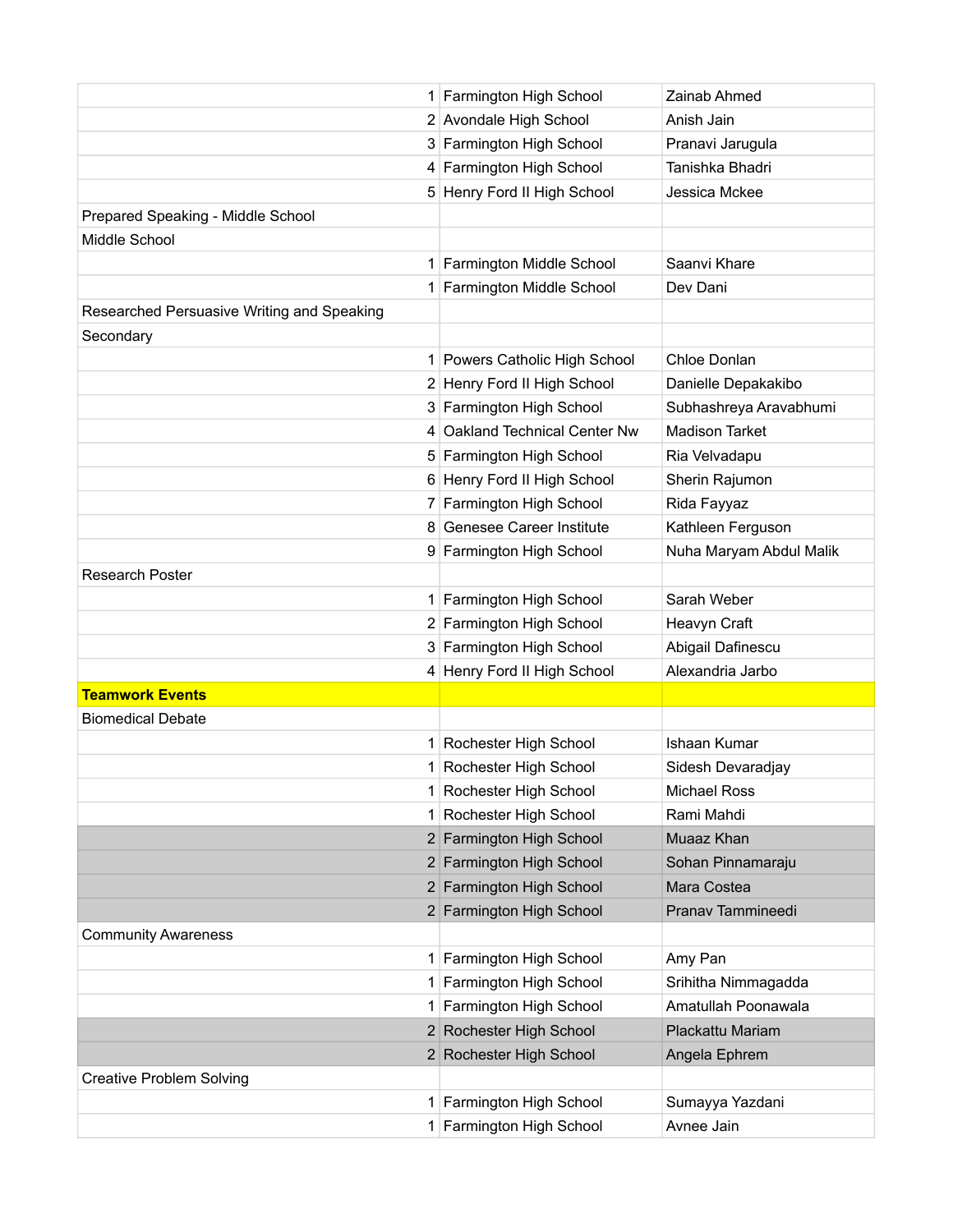| | | | |
|---|---|---|---|
| | 1 | Farmington High School | Zainab Ahmed |
| | 2 | Avondale High School | Anish Jain |
| | 3 | Farmington High School | Pranavi Jarugula |
| | 4 | Farmington High School | Tanishka Bhadri |
| | 5 | Henry Ford II High School | Jessica Mckee |
| Prepared Speaking - Middle School | | | |
| Middle School | | | |
| | 1 | Farmington Middle School | Saanvi Khare |
| | 1 | Farmington Middle School | Dev Dani |
| Researched Persuasive Writing and Speaking | | | |
| Secondary | | | |
| | 1 | Powers Catholic High School | Chloe Donlan |
| | 2 | Henry Ford II High School | Danielle Depakakibo |
| | 3 | Farmington High School | Subhashreya Aravabhumi |
| | 4 | Oakland Technical Center Nw | Madison Tarket |
| | 5 | Farmington High School | Ria Velvadapu |
| | 6 | Henry Ford II High School | Sherin Rajumon |
| | 7 | Farmington High School | Rida Fayyaz |
| | 8 | Genesee Career Institute | Kathleen Ferguson |
| | 9 | Farmington High School | Nuha Maryam Abdul Malik |
| Research Poster | | | |
| | 1 | Farmington High School | Sarah Weber |
| | 2 | Farmington High School | Heavyn Craft |
| | 3 | Farmington High School | Abigail Dafinescu |
| | 4 | Henry Ford II High School | Alexandria Jarbo |
| **Teamwork Events** | | | |
| Biomedical Debate | | | |
| | 1 | Rochester High School | Ishaan Kumar |
| | 1 | Rochester High School | Sidesh Devaradjay |
| | 1 | Rochester High School | Michael Ross |
| | 1 | Rochester High School | Rami Mahdi |
| | 2 | Farmington High School | Muaaz Khan |
| | 2 | Farmington High School | Sohan Pinnamaraju |
| | 2 | Farmington High School | Mara Costea |
| | 2 | Farmington High School | Pranav Tammineedi |
| Community Awareness | | | |
| | 1 | Farmington High School | Amy Pan |
| | 1 | Farmington High School | Srihitha Nimmagadda |
| | 1 | Farmington High School | Amatullah Poonawala |
| | 2 | Rochester High School | Plackattu Mariam |
| | 2 | Rochester High School | Angela Ephrem |
| Creative Problem Solving | | | |
| | 1 | Farmington High School | Sumayya Yazdani |
| | 1 | Farmington High School | Avnee Jain |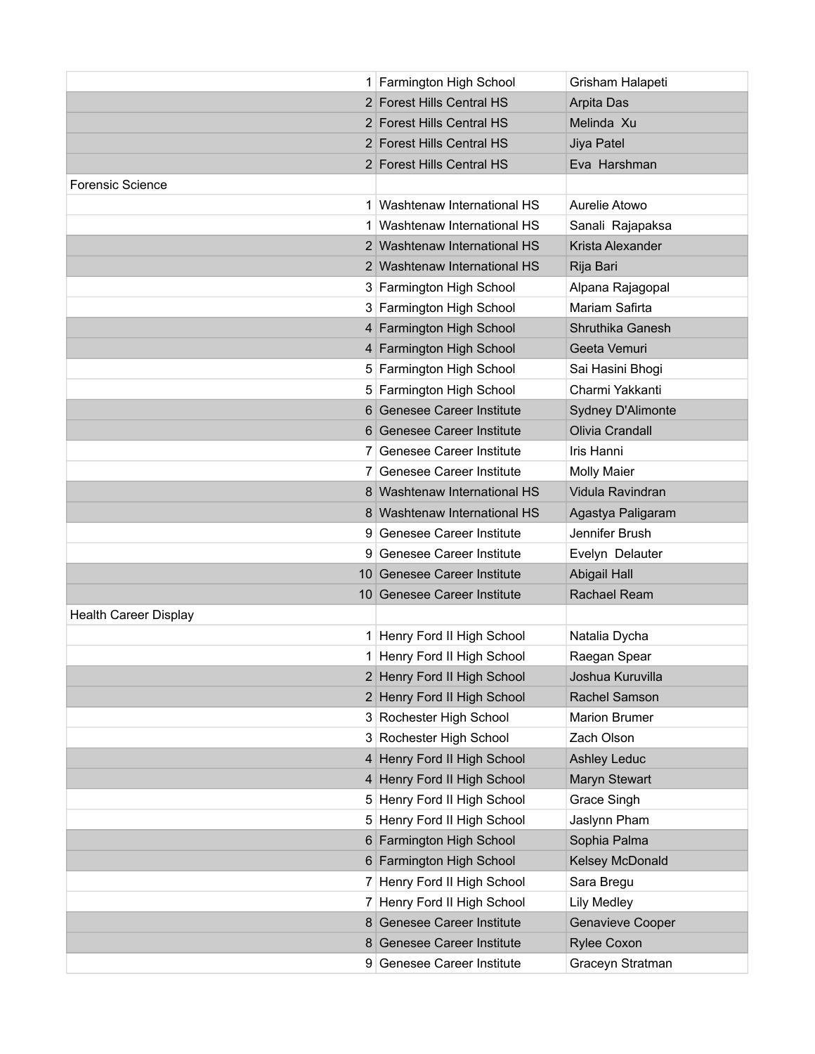| | | | |
|---|---|---|---|
| | 1 | Farmington High School | Grisham Halapeti |
| | 2 | Forest Hills Central HS | Arpita Das |
| | 2 | Forest Hills Central HS | Melinda Xu |
| | 2 | Forest Hills Central HS | Jiya Patel |
| | 2 | Forest Hills Central HS | Eva Harshman |
| Forensic Science | | | |
| | 1 | Washtenaw International HS | Aurelie Atowo |
| | 1 | Washtenaw International HS | Sanali Rajapaksa |
| | 2 | Washtenaw International HS | Krista Alexander |
| | 2 | Washtenaw International HS | Rija Bari |
| | 3 | Farmington High School | Alpana Rajagopal |
| | 3 | Farmington High School | Mariam Safirta |
| | 4 | Farmington High School | Shruthika Ganesh |
| | 4 | Farmington High School | Geeta Vemuri |
| | 5 | Farmington High School | Sai Hasini Bhogi |
| | 5 | Farmington High School | Charmi Yakkanti |
| | 6 | Genesee Career Institute | Sydney D'Alimonte |
| | 6 | Genesee Career Institute | Olivia Crandall |
| | 7 | Genesee Career Institute | Iris Hanni |
| | 7 | Genesee Career Institute | Molly Maier |
| | 8 | Washtenaw International HS | Vidula Ravindran |
| | 8 | Washtenaw International HS | Agastya Paligaram |
| | 9 | Genesee Career Institute | Jennifer Brush |
| | 9 | Genesee Career Institute | Evelyn Delauter |
| | 10 | Genesee Career Institute | Abigail Hall |
| | 10 | Genesee Career Institute | Rachael Ream |
| Health Career Display | | | |
| | 1 | Henry Ford II High School | Natalia Dycha |
| | 1 | Henry Ford II High School | Raegan Spear |
| | 2 | Henry Ford II High School | Joshua Kuruvilla |
| | 2 | Henry Ford II High School | Rachel Samson |
| | 3 | Rochester High School | Marion Brumer |
| | 3 | Rochester High School | Zach Olson |
| | 4 | Henry Ford II High School | Ashley Leduc |
| | 4 | Henry Ford II High School | Maryn Stewart |
| | 5 | Henry Ford II High School | Grace Singh |
| | 5 | Henry Ford II High School | Jaslynn Pham |
| | 6 | Farmington High School | Sophia Palma |
| | 6 | Farmington High School | Kelsey McDonald |
| | 7 | Henry Ford II High School | Sara Bregu |
| | 7 | Henry Ford II High School | Lily Medley |
| | 8 | Genesee Career Institute | Genavieve Cooper |
| | 8 | Genesee Career Institute | Rylee Coxon |
| | 9 | Genesee Career Institute | Graceyn Stratman |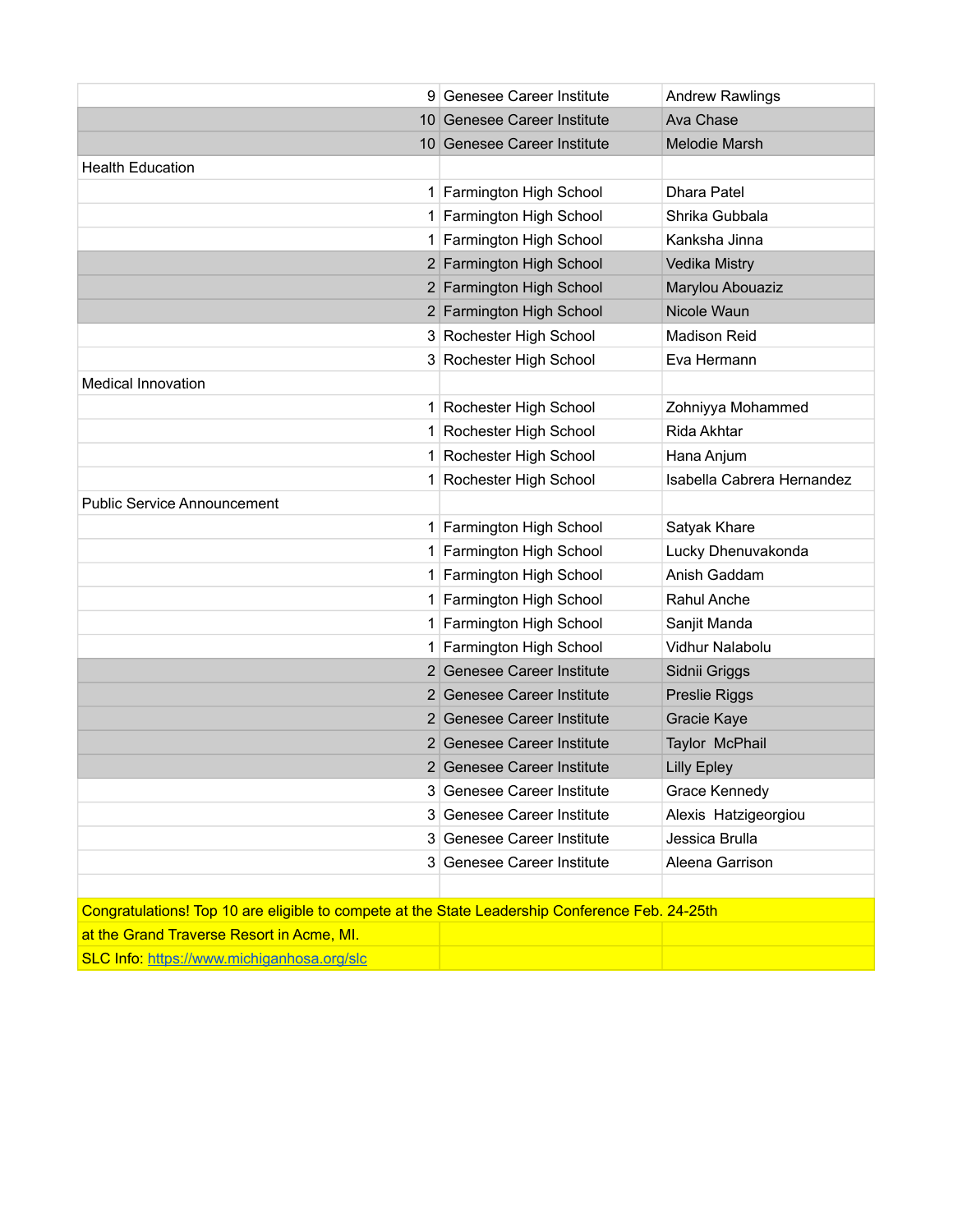| | | |
|---|---|---|
| 9 | Genesee Career Institute | Andrew Rawlings |
| 10 | Genesee Career Institute | Ava Chase |
| 10 | Genesee Career Institute | Melodie Marsh |
| Health Education | | |
| 1 | Farmington High School | Dhara Patel |
| 1 | Farmington High School | Shrika Gubbala |
| 1 | Farmington High School | Kanksha Jinna |
| 2 | Farmington High School | Vedika Mistry |
| 2 | Farmington High School | Marylou Abouaziz |
| 2 | Farmington High School | Nicole Waun |
| 3 | Rochester High School | Madison Reid |
| 3 | Rochester High School | Eva Hermann |
| Medical Innovation | | |
| 1 | Rochester High School | Zohniyya Mohammed |
| 1 | Rochester High School | Rida Akhtar |
| 1 | Rochester High School | Hana Anjum |
| 1 | Rochester High School | Isabella Cabrera Hernandez |
| Public Service Announcement | | |
| 1 | Farmington High School | Satyak Khare |
| 1 | Farmington High School | Lucky Dhenuvakonda |
| 1 | Farmington High School | Anish Gaddam |
| 1 | Farmington High School | Rahul Anche |
| 1 | Farmington High School | Sanjit Manda |
| 1 | Farmington High School | Vidhur Nalabolu |
| 2 | Genesee Career Institute | Sidnii Griggs |
| 2 | Genesee Career Institute | Preslie Riggs |
| 2 | Genesee Career Institute | Gracie Kaye |
| 2 | Genesee Career Institute | Taylor McPhail |
| 2 | Genesee Career Institute | Lilly Epley |
| 3 | Genesee Career Institute | Grace Kennedy |
| 3 | Genesee Career Institute | Alexis Hatzigeorgiou |
| 3 | Genesee Career Institute | Jessica Brulla |
| 3 | Genesee Career Institute | Aleena Garrison |

Congratulations! Top 10 are eligible to compete at the State Leadership Conference Feb. 24-25th at the Grand Traverse Resort in Acme, MI.

SLC Info: https://www.michiganhosa.org/slc